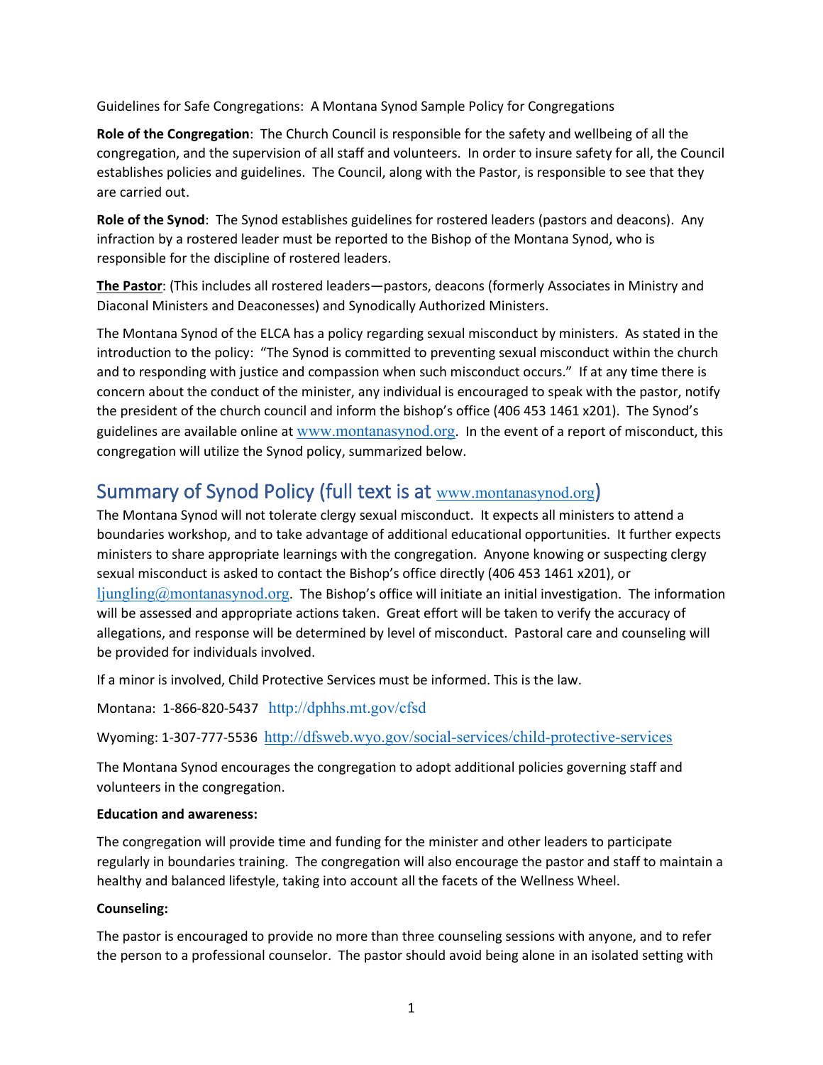Guidelines for Safe Congregations: A Montana Synod Sample Policy for Congregations

**Role of the Congregation**: The Church Council is responsible for the safety and wellbeing of all the congregation, and the supervision of all staff and volunteers. In order to insure safety for all, the Council establishes policies and guidelines. The Council, along with the Pastor, is responsible to see that they are carried out.

**Role of the Synod**: The Synod establishes guidelines for rostered leaders (pastors and deacons). Any infraction by a rostered leader must be reported to the Bishop of the Montana Synod, who is responsible for the discipline of rostered leaders.

**The Pastor**: (This includes all rostered leaders—pastors, deacons (formerly Associates in Ministry and Diaconal Ministers and Deaconesses) and Synodically Authorized Ministers.

The Montana Synod of the ELCA has a policy regarding sexual misconduct by ministers. As stated in the introduction to the policy: "The Synod is committed to preventing sexual misconduct within the church and to responding with justice and compassion when such misconduct occurs." If at any time there is concern about the conduct of the minister, any individual is encouraged to speak with the pastor, notify the president of the church council and inform the bishop's office (406 453 1461 x201). The Synod's guidelines are available online at www.montanasynod.org. In the event of a report of misconduct, this congregation will utilize the Synod policy, summarized below.

## Summary of Synod Policy (full text is at www.montanasynod.org)

The Montana Synod will not tolerate clergy sexual misconduct. It expects all ministers to attend a boundaries workshop, and to take advantage of additional educational opportunities. It further expects ministers to share appropriate learnings with the congregation. Anyone knowing or suspecting clergy sexual misconduct is asked to contact the Bishop's office directly (406 453 1461 x201), or ljungling@montanasynod.org. The Bishop's office will initiate an initial investigation. The information will be assessed and appropriate actions taken. Great effort will be taken to verify the accuracy of allegations, and response will be determined by level of misconduct. Pastoral care and counseling will be provided for individuals involved.

If a minor is involved, Child Protective Services must be informed. This is the law.

Montana: 1-866-820-5437 http://dphhs.mt.gov/cfsd

Wyoming: 1-307-777-5536 http://dfsweb.wyo.gov/social-services/child-protective-services

The Montana Synod encourages the congregation to adopt additional policies governing staff and volunteers in the congregation.

**Education and awareness:**

The congregation will provide time and funding for the minister and other leaders to participate regularly in boundaries training. The congregation will also encourage the pastor and staff to maintain a healthy and balanced lifestyle, taking into account all the facets of the Wellness Wheel.

**Counseling:**

The pastor is encouraged to provide no more than three counseling sessions with anyone, and to refer the person to a professional counselor. The pastor should avoid being alone in an isolated setting with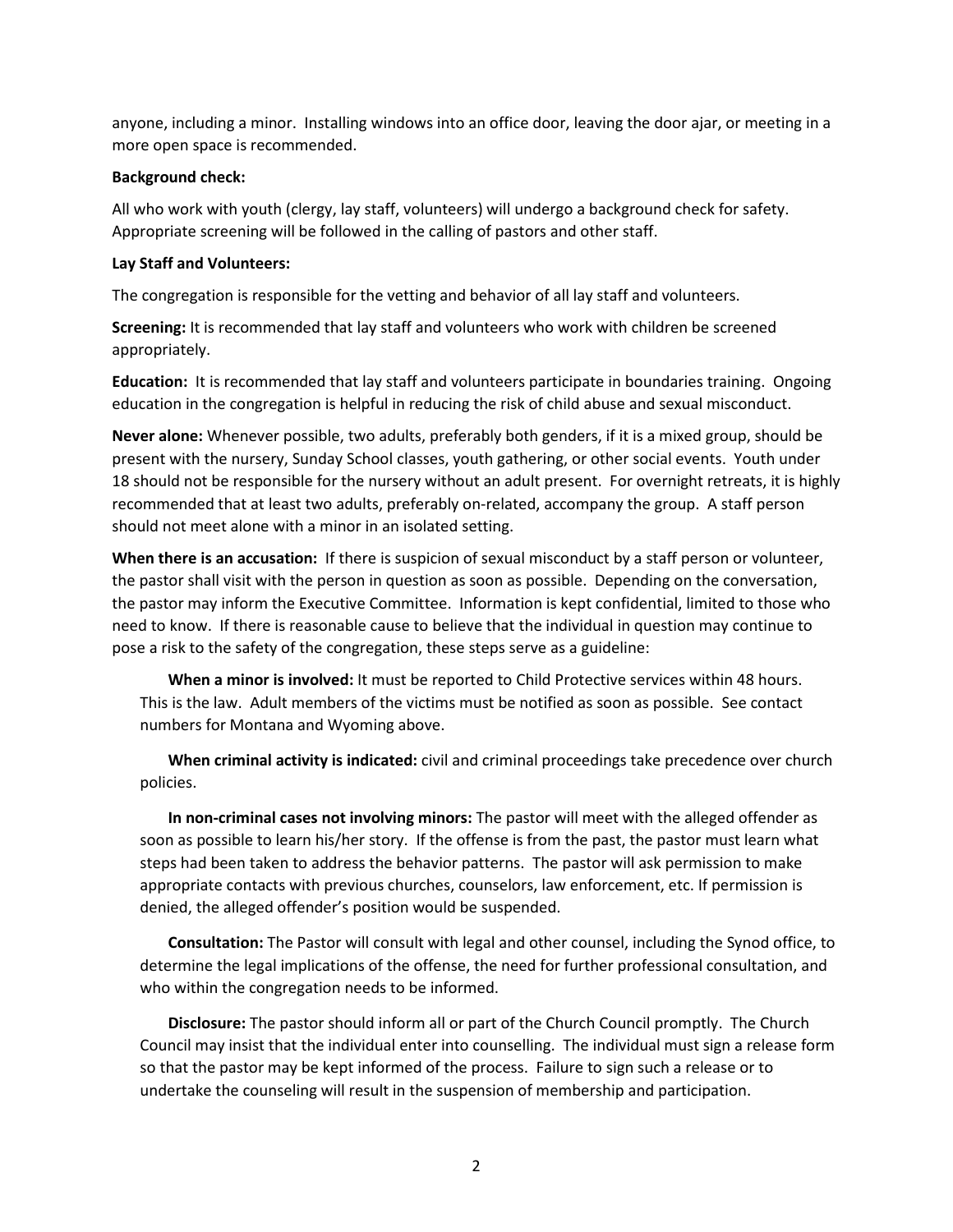anyone, including a minor. Installing windows into an office door, leaving the door ajar, or meeting in a more open space is recommended.

**Background check:**

All who work with youth (clergy, lay staff, volunteers) will undergo a background check for safety. Appropriate screening will be followed in the calling of pastors and other staff.

**Lay Staff and Volunteers:**

The congregation is responsible for the vetting and behavior of all lay staff and volunteers.

**Screening:** It is recommended that lay staff and volunteers who work with children be screened appropriately.

**Education:** It is recommended that lay staff and volunteers participate in boundaries training. Ongoing education in the congregation is helpful in reducing the risk of child abuse and sexual misconduct.

**Never alone:** Whenever possible, two adults, preferably both genders, if it is a mixed group, should be present with the nursery, Sunday School classes, youth gathering, or other social events. Youth under 18 should not be responsible for the nursery without an adult present. For overnight retreats, it is highly recommended that at least two adults, preferably on-related, accompany the group. A staff person should not meet alone with a minor in an isolated setting.

**When there is an accusation:** If there is suspicion of sexual misconduct by a staff person or volunteer, the pastor shall visit with the person in question as soon as possible. Depending on the conversation, the pastor may inform the Executive Committee. Information is kept confidential, limited to those who need to know. If there is reasonable cause to believe that the individual in question may continue to pose a risk to the safety of the congregation, these steps serve as a guideline:

**When a minor is involved:** It must be reported to Child Protective services within 48 hours. This is the law. Adult members of the victims must be notified as soon as possible. See contact numbers for Montana and Wyoming above.

**When criminal activity is indicated:** civil and criminal proceedings take precedence over church policies.

**In non-criminal cases not involving minors:** The pastor will meet with the alleged offender as soon as possible to learn his/her story. If the offense is from the past, the pastor must learn what steps had been taken to address the behavior patterns. The pastor will ask permission to make appropriate contacts with previous churches, counselors, law enforcement, etc. If permission is denied, the alleged offender's position would be suspended.

**Consultation:** The Pastor will consult with legal and other counsel, including the Synod office, to determine the legal implications of the offense, the need for further professional consultation, and who within the congregation needs to be informed.

**Disclosure:** The pastor should inform all or part of the Church Council promptly. The Church Council may insist that the individual enter into counselling. The individual must sign a release form so that the pastor may be kept informed of the process. Failure to sign such a release or to undertake the counseling will result in the suspension of membership and participation.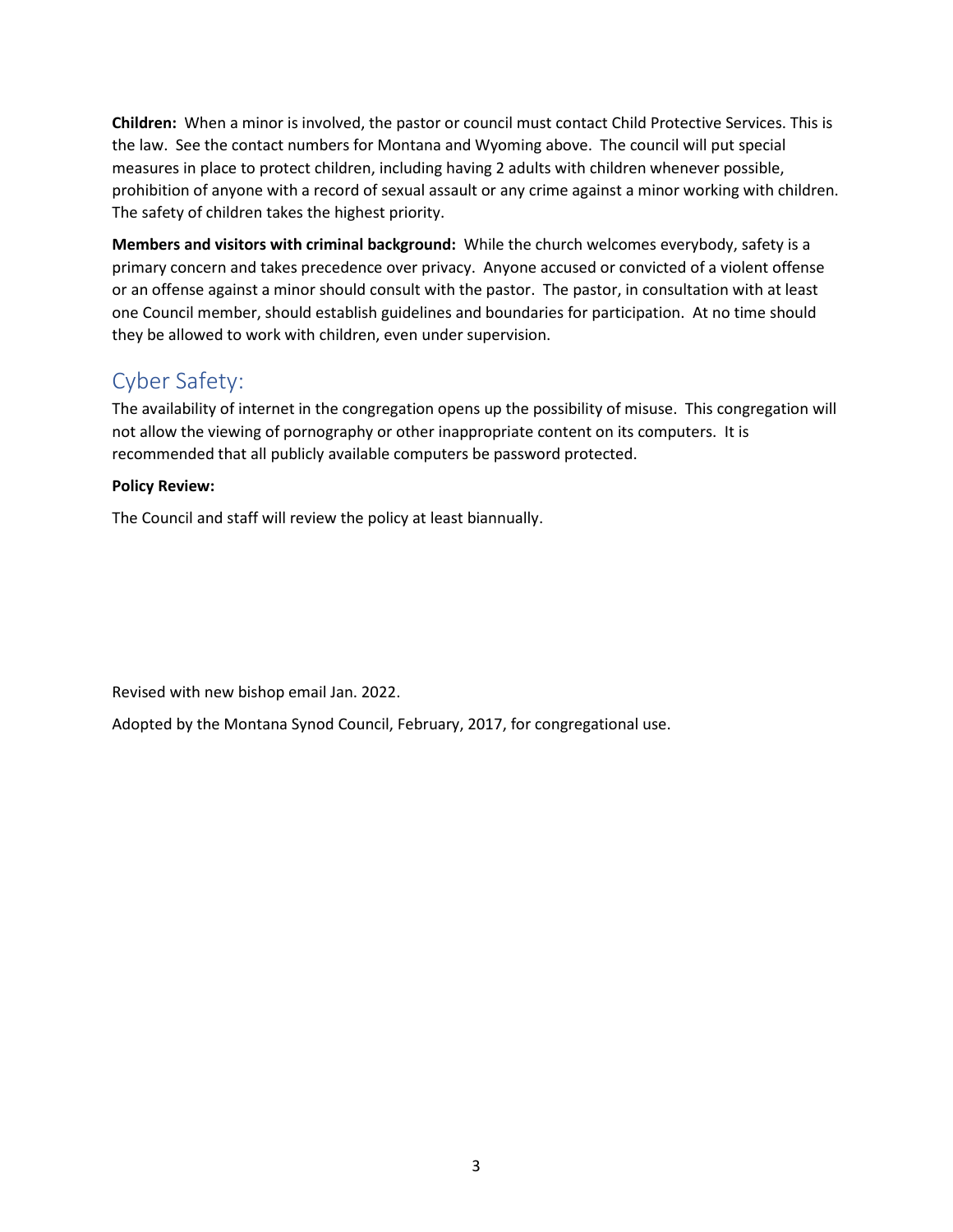**Children:** When a minor is involved, the pastor or council must contact Child Protective Services. This is the law. See the contact numbers for Montana and Wyoming above. The council will put special measures in place to protect children, including having 2 adults with children whenever possible, prohibition of anyone with a record of sexual assault or any crime against a minor working with children. The safety of children takes the highest priority.

**Members and visitors with criminal background:** While the church welcomes everybody, safety is a primary concern and takes precedence over privacy. Anyone accused or convicted of a violent offense or an offense against a minor should consult with the pastor. The pastor, in consultation with at least one Council member, should establish guidelines and boundaries for participation. At no time should they be allowed to work with children, even under supervision.

## Cyber Safety:

The availability of internet in the congregation opens up the possibility of misuse. This congregation will not allow the viewing of pornography or other inappropriate content on its computers. It is recommended that all publicly available computers be password protected.

**Policy Review:**

The Council and staff will review the policy at least biannually.

Revised with new bishop email Jan. 2022.

Adopted by the Montana Synod Council, February, 2017, for congregational use.